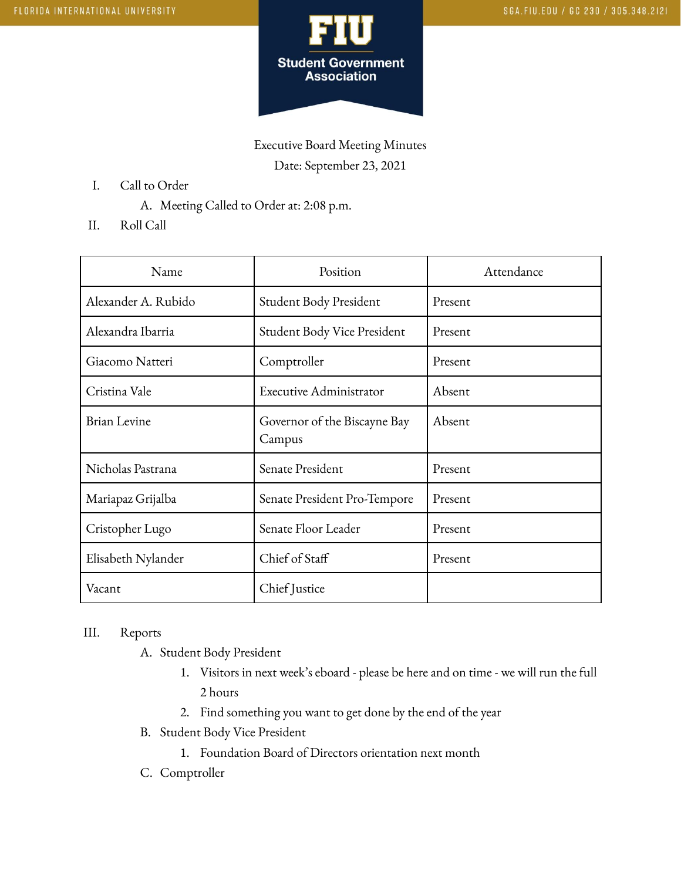# Executive Board Meeting Minutes

Date: September 23, 2021

I. Call to Order

   A. Meeting Called to Order at: 2:08 p.m.

II. Roll Call

| Name | Position | Attendance |
| --- | --- | --- |
| Alexander A. Rubido | Student Body President | Present |
| Alexandra Ibarria | Student Body Vice President | Present |
| Giacomo Natteri | Comptroller | Present |
| Cristina Vale | Executive Administrator | Absent |
| Brian Levine | Governor of the Biscayne Bay Campus | Absent |
| Nicholas Pastrana | Senate President | Present |
| Mariapaz Grijalba | Senate President Pro-Tempore | Present |
| Cristopher Lugo | Senate Floor Leader | Present |
| Elisabeth Nylander | Chief of Staff | Present |
| Vacant | Chief Justice | |

III. Reports

   A. Student Body President

      1. Visitors in next week's eboard - please be here and on time - we will run the full 2 hours
      2. Find something you want to get done by the end of the year

   B. Student Body Vice President

      1. Foundation Board of Directors orientation next month

   C. Comptroller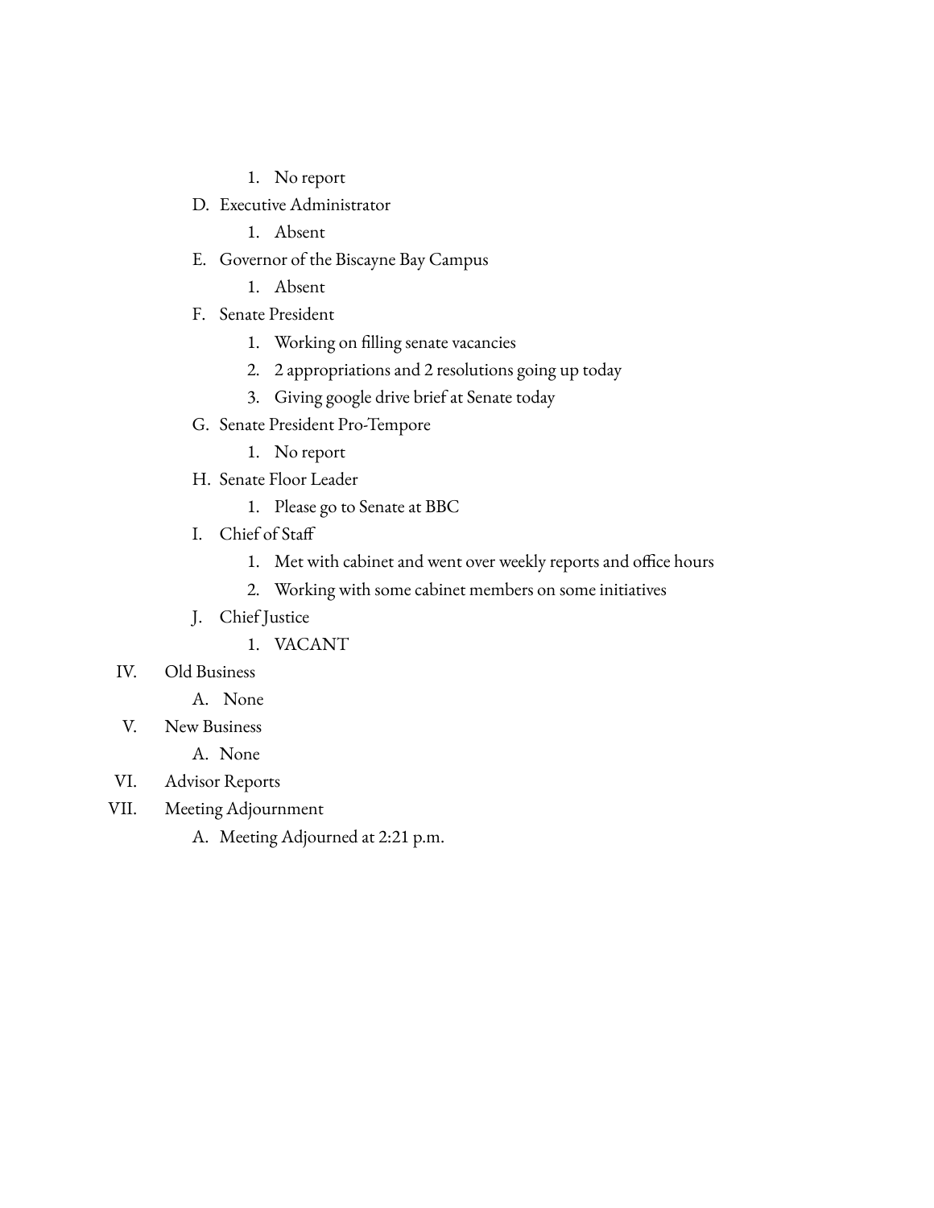1. No report

D. Executive Administrator
   1. Absent

E. Governor of the Biscayne Bay Campus
   1. Absent

F. Senate President
   1. Working on filling senate vacancies
   2. 2 appropriations and 2 resolutions going up today
   3. Giving google drive brief at Senate today

G. Senate President Pro-Tempore
   1. No report

H. Senate Floor Leader
   1. Please go to Senate at BBC

I. Chief of Staff
   1. Met with cabinet and went over weekly reports and office hours
   2. Working with some cabinet members on some initiatives

J. Chief Justice
   1. VACANT

IV. Old Business

A. None

V. New Business

A. None

VI. Advisor Reports

VII. Meeting Adjournment

A. Meeting Adjourned at 2:21 p.m.